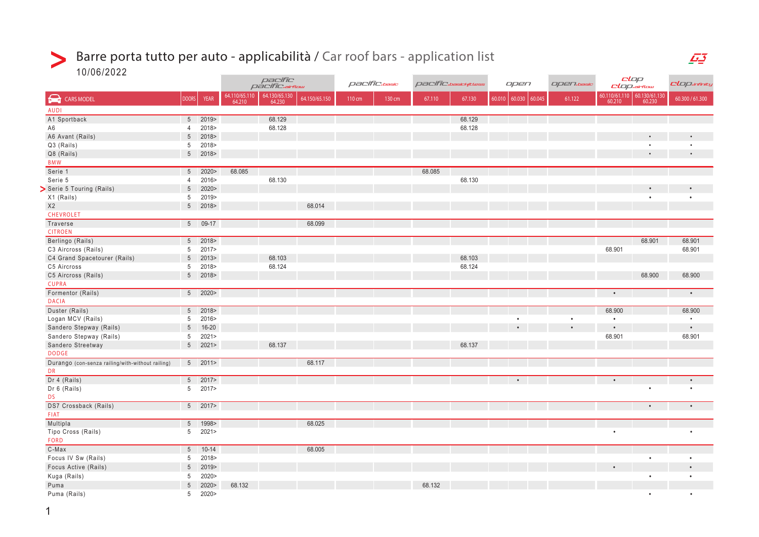# Barre porta tutto per auto - applicabilità / Car roof bars - application list

10/06/2022

| CARS MODEL | DOORS | YEAR | pacific / pacific.airflow | | | pacific.basic | | pacific.basicfitless | | open | | | open.basic | clop / clop.airflow | | clop.infinity |
|---|---|---|---|---|---|---|---|---|---|---|---|---|---|---|---|---|
| | | | 64.110/65.110 64.210 | 64.130/65.130 64.230 | 64.150/65.150 | 110 cm | 130 cm | 67.110 | 67.130 | 60.010 | 60.030 | 60.045 | 61.122 | 60.110/61.110 60.210 | 60.130/61.130 60.230 | 60.300 / 61.300 |
| AUDI | | | | | | | | | | | | | | | | |
| A1 Sportback | 5 | 2019> | | 68.129 | | | | | 68.129 | | | | | | | |
| A6 | 4 | 2018> | | 68.128 | | | | | 68.128 | | | | | | | |
| A6 Avant (Rails) | 5 | 2018> | | | | | | | | | | | | | • | • |
| Q3 (Rails) | 5 | 2018> | | | | | | | | | | | | | • | • |
| Q8 (Rails) | 5 | 2018> | | | | | | | | | | | | | • | • |
| BMW | | | | | | | | | | | | | | | | |
| Serie 1 | 5 | 2020> | 68.085 | | | | | 68.085 | | | | | | | | |
| Serie 5 | 4 | 2016> | | 68.130 | | | | | 68.130 | | | | | | | |
| Serie 5 Touring (Rails) | 5 | 2020> | | | | | | | | | | | | | • | • |
| X1 (Rails) | 5 | 2019> | | | | | | | | | | | | | • | • |
| X2 | 5 | 2018> | | | 68.014 | | | | | | | | | | | |
| CHEVROLET | | | | | | | | | | | | | | | | |
| Traverse | 5 | 09-17 | | | 68.099 | | | | | | | | | | | |
| CITROEN | | | | | | | | | | | | | | | | |
| Berlingo (Rails) | 5 | 2018> | | | | | | | | | | | | | 68.901 | 68.901 |
| C3 Aircross (Rails) | 5 | 2017> | | | | | | | | | | | | 68.901 | | 68.901 |
| C4 Grand Spacetourer (Rails) | 5 | 2013> | | 68.103 | | | | | 68.103 | | | | | | | |
| C5 Aircross | 5 | 2018> | | 68.124 | | | | | 68.124 | | | | | | | |
| C5 Aircross (Rails) | 5 | 2018> | | | | | | | | | | | | | 68.900 | 68.900 |
| CUPRA | | | | | | | | | | | | | | | | |
| Formentor (Rails) | 5 | 2020> | | | | | | | | | | | | • | | • |
| DACIA | | | | | | | | | | | | | | | | |
| Duster (Rails) | 5 | 2018> | | | | | | | | | | | | 68.900 | | 68.900 |
| Logan MCV (Rails) | 5 | 2016> | | | | | | | | | • | | • | • | | • |
| Sandero Stepway (Rails) | 5 | 16-20 | | | | | | | | | • | | • | • | | • |
| Sandero Stepway (Rails) | 5 | 2021> | | | | | | | | | | | | 68.901 | | 68.901 |
| Sandero Streetway | 5 | 2021> | | 68.137 | | | | | 68.137 | | | | | | | |
| DODGE | | | | | | | | | | | | | | | | |
| Durango (con-senza railing/with-without railing) | 5 | 2011> | | | 68.117 | | | | | | | | | | | |
| DR | | | | | | | | | | | | | | | | |
| Dr 4 (Rails) | 5 | 2017> | | | | | | | | | • | | | • | | • |
| Dr 6 (Rails) | 5 | 2017> | | | | | | | | | | | | | • | • |
| DS | | | | | | | | | | | | | | | | |
| DS7 Crossback (Rails) | 5 | 2017> | | | | | | | | | | | | | • | • |
| FIAT | | | | | | | | | | | | | | | | |
| Multipla | 5 | 1998> | | | 68.025 | | | | | | | | | | | |
| Tipo Cross (Rails) | 5 | 2021> | | | | | | | | | | | | • | | • |
| FORD | | | | | | | | | | | | | | | | |
| C-Max | 5 | 10-14 | | | 68.005 | | | | | | | | | | | |
| Focus IV Sw (Rails) | 5 | 2018> | | | | | | | | | | | | | • | • |
| Focus Active (Rails) | 5 | 2019> | | | | | | | | | | | | • | | • |
| Kuga (Rails) | 5 | 2020> | | | | | | | | | | | | | • | • |
| Puma | 5 | 2020> | 68.132 | | | | | 68.132 | | | | | | | | |
| Puma (Rails) | 5 | 2020> | | | | | | | | | | | | | • | • |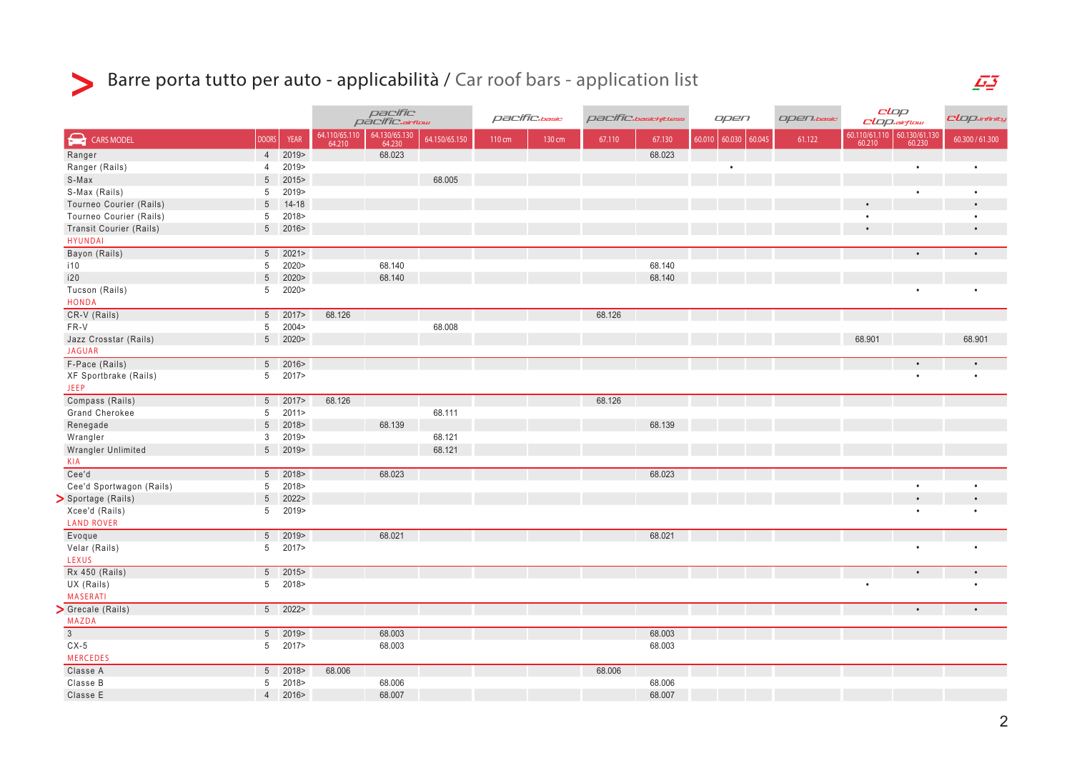# Barre porta tutto per auto - applicabilità / Car roof bars - application list

| CARS MODEL | DOORS | YEAR | pacific / pacific.airflow | | | pacific.basic | | pacific.basicfitless | | open | | | open.basic | clop / clop.airflow | | clop.infinity |
|---|---|---|---|---|---|---|---|---|---|---|---|---|---|---|---|---|
| | | | 64.110/65.110 64.210 | 64.130/65.130 64.230 | 64.150/65.150 | 110 cm | 130 cm | 67.110 | 67.130 | 60.010 | 60.030 | 60.045 | 61.122 | 60.110/61.110 60.210 | 60.130/61.130 60.230 | 60.300 / 61.300 |
| Ranger | 4 | 2019> | | 68.023 | | | | | 68.023 | | | | | | | |
| Ranger (Rails) | 4 | 2019> | | | | | | | | | • | | | | • | • |
| S-Max | 5 | 2015> | | | 68.005 | | | | | | | | | | | |
| S-Max (Rails) | 5 | 2019> | | | | | | | | | | | | | • | • |
| Tourneo Courier (Rails) | 5 | 14-18 | | | | | | | | | | | | • | | • |
| Tourneo Courier (Rails) | 5 | 2018> | | | | | | | | | | | | • | | • |
| Transit Courier (Rails) | 5 | 2016> | | | | | | | | | | | | • | | • |
| HYUNDAI | | | | | | | | | | | | | | | | |
| Bayon (Rails) | 5 | 2021> | | | | | | | | | | | | | • | • |
| i10 | 5 | 2020> | | 68.140 | | | | | 68.140 | | | | | | | |
| i20 | 5 | 2020> | | 68.140 | | | | | 68.140 | | | | | | | |
| Tucson (Rails) | 5 | 2020> | | | | | | | | | | | | | • | • |
| HONDA | | | | | | | | | | | | | | | | |
| CR-V (Rails) | 5 | 2017> | 68.126 | | | | | 68.126 | | | | | | | | |
| FR-V | 5 | 2004> | | | 68.008 | | | | | | | | | | | |
| Jazz Crosstar (Rails) | 5 | 2020> | | | | | | | | | | | | 68.901 | | 68.901 |
| JAGUAR | | | | | | | | | | | | | | | | |
| F-Pace (Rails) | 5 | 2016> | | | | | | | | | | | | | • | • |
| XF Sportbrake (Rails) | 5 | 2017> | | | | | | | | | | | | | • | • |
| JEEP | | | | | | | | | | | | | | | | |
| Compass (Rails) | 5 | 2017> | 68.126 | | | | | 68.126 | | | | | | | | |
| Grand Cherokee | 5 | 2011> | | | 68.111 | | | | | | | | | | | |
| Renegade | 5 | 2018> | | 68.139 | | | | | 68.139 | | | | | | | |
| Wrangler | 3 | 2019> | | | 68.121 | | | | | | | | | | | |
| Wrangler Unlimited | 5 | 2019> | | | 68.121 | | | | | | | | | | | |
| KIA | | | | | | | | | | | | | | | | |
| Cee'd | 5 | 2018> | | 68.023 | | | | | 68.023 | | | | | | | |
| Cee'd Sportwagon (Rails) | 5 | 2018> | | | | | | | | | | | | | • | • |
| > Sportage (Rails) | 5 | 2022> | | | | | | | | | | | | | • | • |
| Xcee'd (Rails) | 5 | 2019> | | | | | | | | | | | | | • | • |
| LAND ROVER | | | | | | | | | | | | | | | | |
| Evoque | 5 | 2019> | | 68.021 | | | | | 68.021 | | | | | | | |
| Velar (Rails) | 5 | 2017> | | | | | | | | | | | | | • | • |
| LEXUS | | | | | | | | | | | | | | | | |
| Rx 450 (Rails) | 5 | 2015> | | | | | | | | | | | | | • | • |
| UX (Rails) | 5 | 2018> | | | | | | | | | | | | • | | • |
| MASERATI | | | | | | | | | | | | | | | | |
| > Grecale (Rails) | 5 | 2022> | | | | | | | | | | | | | • | • |
| MAZDA | | | | | | | | | | | | | | | | |
| 3 | 5 | 2019> | | 68.003 | | | | | 68.003 | | | | | | | |
| CX-5 | 5 | 2017> | | 68.003 | | | | | 68.003 | | | | | | | |
| MERCEDES | | | | | | | | | | | | | | | | |
| Classe A | 5 | 2018> | 68.006 | | | | | 68.006 | | | | | | | | |
| Classe B | 5 | 2018> | | 68.006 | | | | | 68.006 | | | | | | | |
| Classe E | 4 | 2016> | | 68.007 | | | | | 68.007 | | | | | | | |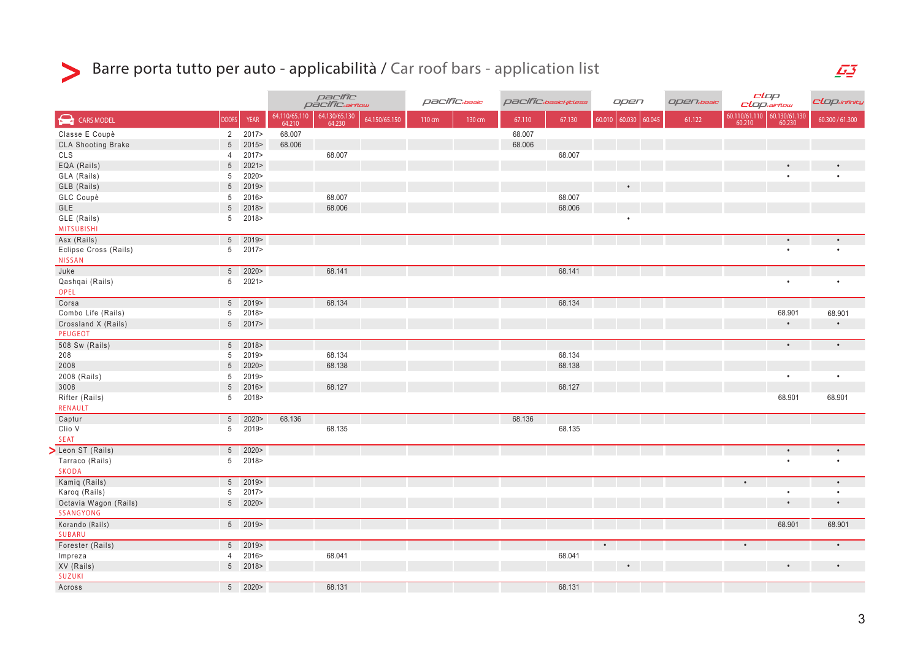# Barre porta tutto per auto - applicabilità / Car roof bars - application list

| | | | pacific / pacific.airflow | | | pacific.basic | | pacific.basicfitless | | open | | | open.basic | clop / clop.airflow | | clop.infinity |
|---|---|---|---|---|---|---|---|---|---|---|---|---|---|---|---|---|
| CARS MODEL | DOORS | YEAR | 64.110/65.110 64.210 | 64.130/65.130 64.230 | 64.150/65.150 | 110 cm | 130 cm | 67.110 | 67.130 | 60.010 | 60.030 | 60.045 | 61.122 | 60.110/61.110 60.210 | 60.130/61.130 60.230 | 60.300 / 61.300 |
| Classe E Coupè | 2 | 2017> | 68.007 | | | | | 68.007 | | | | | | | | |
| CLA Shooting Brake | 5 | 2015> | 68.006 | | | | | 68.006 | | | | | | | | |
| CLS | 4 | 2017> | | 68.007 | | | | | 68.007 | | | | | | | |
| EQA (Rails) | 5 | 2021> | | | | | | | | | | | | | • | • |
| GLA (Rails) | 5 | 2020> | | | | | | | | | | | | | • | • |
| GLB (Rails) | 5 | 2019> | | | | | | | | | • | | | | | |
| GLC Coupè | 5 | 2016> | | 68.007 | | | | | 68.007 | | | | | | | |
| GLE | 5 | 2018> | | 68.006 | | | | | 68.006 | | | | | | | |
| GLE (Rails) | 5 | 2018> | | | | | | | | | • | | | | | |
| MITSUBISHI | | | | | | | | | | | | | | | | |
| Asx (Rails) | 5 | 2019> | | | | | | | | | | | | | • | • |
| Eclipse Cross (Rails) | 5 | 2017> | | | | | | | | | | | | | • | • |
| NISSAN | | | | | | | | | | | | | | | | |
| Juke | 5 | 2020> | | 68.141 | | | | | 68.141 | | | | | | | |
| Qashqai (Rails) | 5 | 2021> | | | | | | | | | | | | | • | • |
| OPEL | | | | | | | | | | | | | | | | |
| Corsa | 5 | 2019> | | 68.134 | | | | | 68.134 | | | | | | | |
| Combo Life (Rails) | 5 | 2018> | | | | | | | | | | | | | 68.901 | 68.901 |
| Crossland X (Rails) | 5 | 2017> | | | | | | | | | | | | | • | • |
| PEUGEOT | | | | | | | | | | | | | | | | |
| 508 Sw (Rails) | 5 | 2018> | | | | | | | | | | | | | • | • |
| 208 | 5 | 2019> | | 68.134 | | | | | 68.134 | | | | | | | |
| 2008 | 5 | 2020> | | 68.138 | | | | | 68.138 | | | | | | | |
| 2008 (Rails) | 5 | 2019> | | | | | | | | | | | | | • | • |
| 3008 | 5 | 2016> | | 68.127 | | | | | 68.127 | | | | | | | |
| Rifter (Rails) | 5 | 2018> | | | | | | | | | | | | | 68.901 | 68.901 |
| RENAULT | | | | | | | | | | | | | | | | |
| Captur | 5 | 2020> | 68.136 | | | | | 68.136 | | | | | | | | |
| Clio V | 5 | 2019> | | 68.135 | | | | | 68.135 | | | | | | | |
| SEAT | | | | | | | | | | | | | | | | |
| > Leon ST (Rails) | 5 | 2020> | | | | | | | | | | | | | • | • |
| Tarraco (Rails) | 5 | 2018> | | | | | | | | | | | | | • | • |
| SKODA | | | | | | | | | | | | | | | | |
| Kamiq (Rails) | 5 | 2019> | | | | | | | | | | | | • | | • |
| Karoq (Rails) | 5 | 2017> | | | | | | | | | | | | | • | • |
| Octavia Wagon (Rails) | 5 | 2020> | | | | | | | | | | | | | • | • |
| SSANGYONG | | | | | | | | | | | | | | | | |
| Korando (Rails) | 5 | 2019> | | | | | | | | | | | | | 68.901 | 68.901 |
| SUBARU | | | | | | | | | | | | | | | | |
| Forester (Rails) | 5 | 2019> | | | | | | | | • | | | | • | | • |
| Impreza | 4 | 2016> | | 68.041 | | | | | 68.041 | | | | | | | |
| XV (Rails) | 5 | 2018> | | | | | | | | | • | | | | • | • |
| SUZUKI | | | | | | | | | | | | | | | | |
| Across | 5 | 2020> | | 68.131 | | | | | 68.131 | | | | | | | |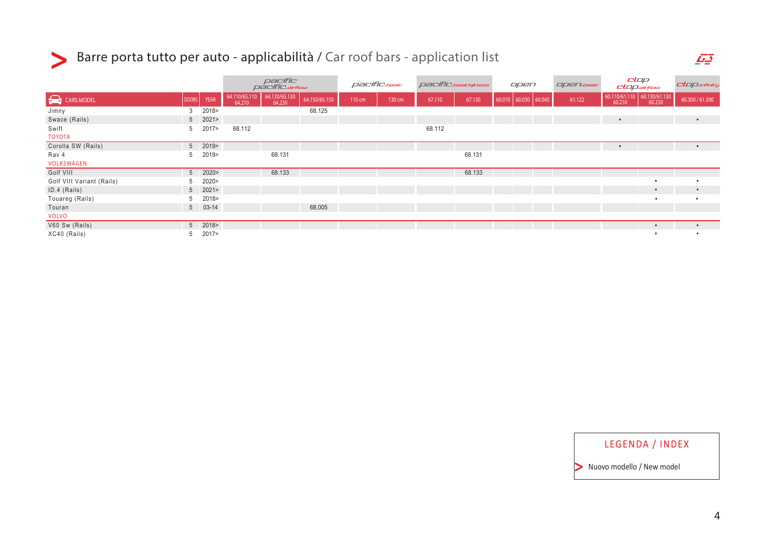# Barre porta tutto per auto - applicabilità / Car roof bars - application list

| | | | pacific / pacific.airflow | | | pacific.basic | | pacific.basicfitless | | open | | | open.basic | clop / clop.airflow | | clop.infinity |
|---|---|---|---|---|---|---|---|---|---|---|---|---|---|---|---|---|
| CARS MODEL | DOORS | YEAR | 64.110/65.110 64.210 | 64.130/65.130 64.230 | 64.150/65.150 | 110 cm | 130 cm | 67.110 | 67.130 | 60.010 | 60.030 | 60.045 | 61.122 | 60.110/61.110 60.210 | 60.130/61.130 60.230 | 60.300 / 61.300 |
| Jimny | 3 | 2018> | | | 68.125 | | | | | | | | | | | |
| Swace (Rails) | 5 | 2021> | | | | | | | | | | | | • | | • |
| Swift | 5 | 2017> | 68.112 | | | | | 68.112 | | | | | | | | |
| TOYOTA | | | | | | | | | | | | | | | | |
| Corolla SW (Rails) | 5 | 2019> | | | | | | | | | | | | • | | • |
| Rav 4 | 5 | 2019> | | 68.131 | | | | | 68.131 | | | | | | | |
| VOLKSWAGEN | | | | | | | | | | | | | | | | |
| Golf VIII | 5 | 2020> | | 68.133 | | | | | 68.133 | | | | | | | |
| Golf VIII Variant (Rails) | 5 | 2020> | | | | | | | | | | | | | • | • |
| ID.4 (Rails) | 5 | 2021> | | | | | | | | | | | | | • | • |
| Touareg (Rails) | 5 | 2018> | | | | | | | | | | | | | • | • |
| Touran | 5 | 03-14 | | | 68.005 | | | | | | | | | | | |
| VOLVO | | | | | | | | | | | | | | | | |
| V60 Sw (Rails) | 5 | 2018> | | | | | | | | | | | | | • | • |
| XC40 (Rails) | 5 | 2017> | | | | | | | | | | | | | • | • |

**LEGENDA / INDEX**

> Nuovo modello / New model